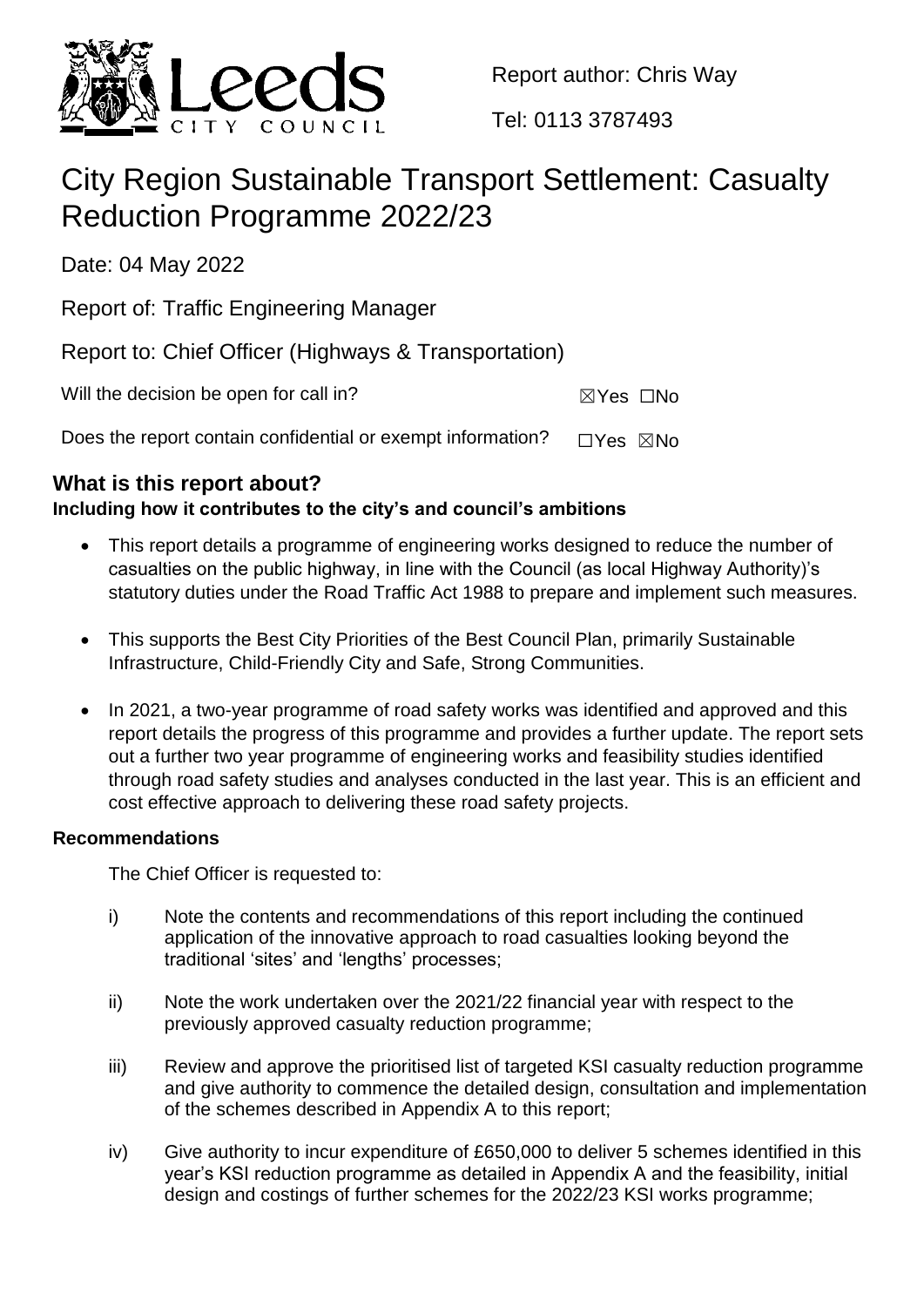Report author: Chris Way

Tel: 0113 3787493

# City Region Sustainable Transport Settlement: Casualty Reduction Programme 2022/23

Date: 04 May 2022

Report of: Traffic Engineering Manager

Report to: Chief Officer (Highways & Transportation)

Will the decision be open for call in? ☒Yes ☐No

Does the report contain confidential or exempt information? ☐Yes ☒No

## What is this report about?

### Including how it contributes to the city's and council's ambitions

- This report details a programme of engineering works designed to reduce the number of casualties on the public highway, in line with the Council (as local Highway Authority)'s statutory duties under the Road Traffic Act 1988 to prepare and implement such measures.
- This supports the Best City Priorities of the Best Council Plan, primarily Sustainable Infrastructure, Child-Friendly City and Safe, Strong Communities.
- In 2021, a two-year programme of road safety works was identified and approved and this report details the progress of this programme and provides a further update. The report sets out a further two year programme of engineering works and feasibility studies identified through road safety studies and analyses conducted in the last year. This is an efficient and cost effective approach to delivering these road safety projects.

### Recommendations

The Chief Officer is requested to:

i) Note the contents and recommendations of this report including the continued application of the innovative approach to road casualties looking beyond the traditional 'sites' and 'lengths' processes;

ii) Note the work undertaken over the 2021/22 financial year with respect to the previously approved casualty reduction programme;

iii) Review and approve the prioritised list of targeted KSI casualty reduction programme and give authority to commence the detailed design, consultation and implementation of the schemes described in Appendix A to this report;

iv) Give authority to incur expenditure of £650,000 to deliver 5 schemes identified in this year's KSI reduction programme as detailed in Appendix A and the feasibility, initial design and costings of further schemes for the 2022/23 KSI works programme;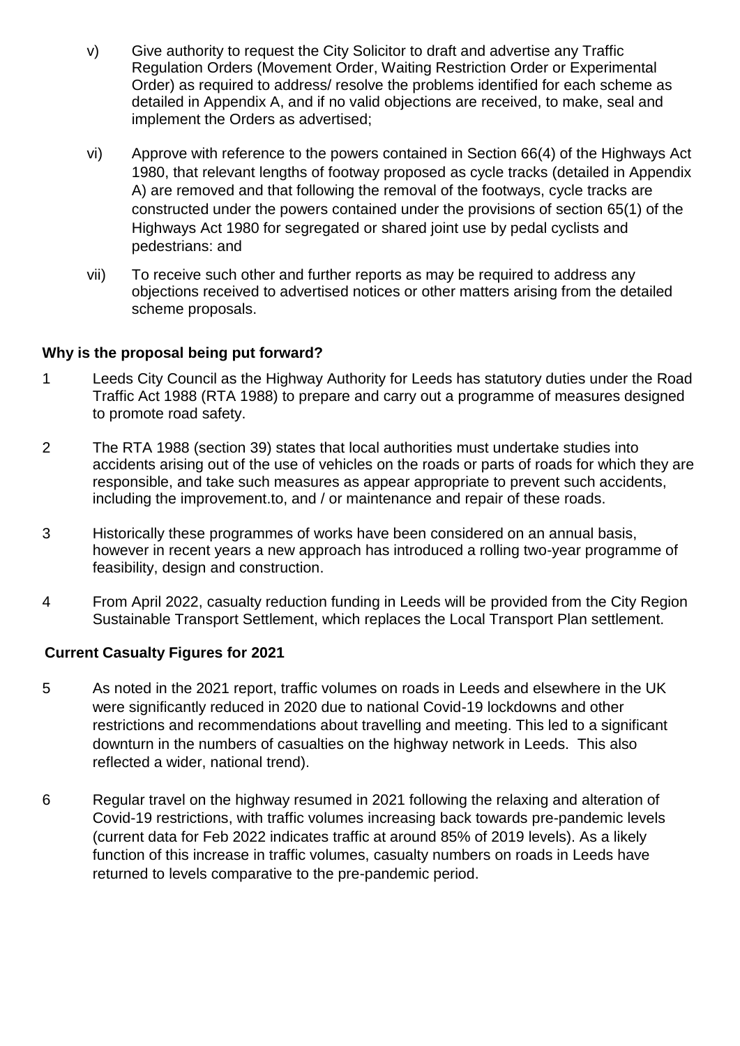v) Give authority to request the City Solicitor to draft and advertise any Traffic Regulation Orders (Movement Order, Waiting Restriction Order or Experimental Order) as required to address/ resolve the problems identified for each scheme as detailed in Appendix A, and if no valid objections are received, to make, seal and implement the Orders as advertised;

vi) Approve with reference to the powers contained in Section 66(4) of the Highways Act 1980, that relevant lengths of footway proposed as cycle tracks (detailed in Appendix A) are removed and that following the removal of the footways, cycle tracks are constructed under the powers contained under the provisions of section 65(1) of the Highways Act 1980 for segregated or shared joint use by pedal cyclists and pedestrians: and

vii) To receive such other and further reports as may be required to address any objections received to advertised notices or other matters arising from the detailed scheme proposals.

**Why is the proposal being put forward?**

1 Leeds City Council as the Highway Authority for Leeds has statutory duties under the Road Traffic Act 1988 (RTA 1988) to prepare and carry out a programme of measures designed to promote road safety.

2 The RTA 1988 (section 39) states that local authorities must undertake studies into accidents arising out of the use of vehicles on the roads or parts of roads for which they are responsible, and take such measures as appear appropriate to prevent such accidents, including the improvement.to, and / or maintenance and repair of these roads.

3 Historically these programmes of works have been considered on an annual basis, however in recent years a new approach has introduced a rolling two-year programme of feasibility, design and construction.

4 From April 2022, casualty reduction funding in Leeds will be provided from the City Region Sustainable Transport Settlement, which replaces the Local Transport Plan settlement.

**Current Casualty Figures for 2021**

5 As noted in the 2021 report, traffic volumes on roads in Leeds and elsewhere in the UK were significantly reduced in 2020 due to national Covid-19 lockdowns and other restrictions and recommendations about travelling and meeting. This led to a significant downturn in the numbers of casualties on the highway network in Leeds. This also reflected a wider, national trend).

6 Regular travel on the highway resumed in 2021 following the relaxing and alteration of Covid-19 restrictions, with traffic volumes increasing back towards pre-pandemic levels (current data for Feb 2022 indicates traffic at around 85% of 2019 levels). As a likely function of this increase in traffic volumes, casualty numbers on roads in Leeds have returned to levels comparative to the pre-pandemic period.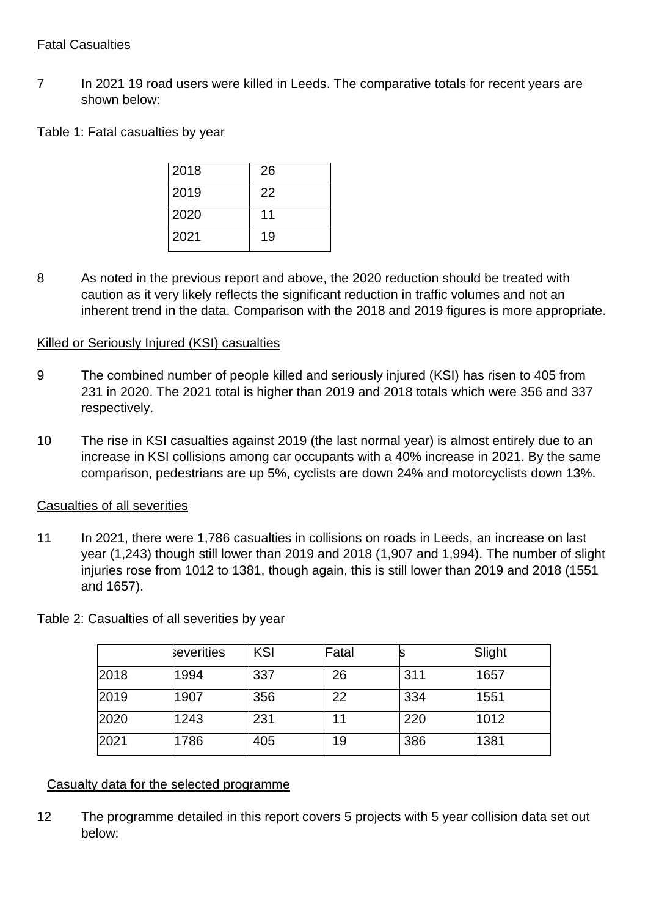Fatal Casualties

7 In 2021 19 road users were killed in Leeds. The comparative totals for recent years are shown below:

Table 1: Fatal casualties by year

| | |
|---|---|
| 2018 | 26 |
| 2019 | 22 |
| 2020 | 11 |
| 2021 | 19 |

8 As noted in the previous report and above, the 2020 reduction should be treated with caution as it very likely reflects the significant reduction in traffic volumes and not an inherent trend in the data. Comparison with the 2018 and 2019 figures is more appropriate.

Killed or Seriously Injured (KSI) casualties

9 The combined number of people killed and seriously injured (KSI) has risen to 405 from 231 in 2020. The 2021 total is higher than 2019 and 2018 totals which were 356 and 337 respectively.

10 The rise in KSI casualties against 2019 (the last normal year) is almost entirely due to an increase in KSI collisions among car occupants with a 40% increase in 2021. By the same comparison, pedestrians are up 5%, cyclists are down 24% and motorcyclists down 13%.

Casualties of all severities

11 In 2021, there were 1,786 casualties in collisions on roads in Leeds, an increase on last year (1,243) though still lower than 2019 and 2018 (1,907 and 1,994). The number of slight injuries rose from 1012 to 1381, though again, this is still lower than 2019 and 2018 (1551 and 1657).

Table 2: Casualties of all severities by year

| | severities | KSI | Fatal | s | Slight |
|---|---|---|---|---|---|
| 2018 | 1994 | 337 | 26 | 311 | 1657 |
| 2019 | 1907 | 356 | 22 | 334 | 1551 |
| 2020 | 1243 | 231 | 11 | 220 | 1012 |
| 2021 | 1786 | 405 | 19 | 386 | 1381 |

Casualty data for the selected programme

12 The programme detailed in this report covers 5 projects with 5 year collision data set out below: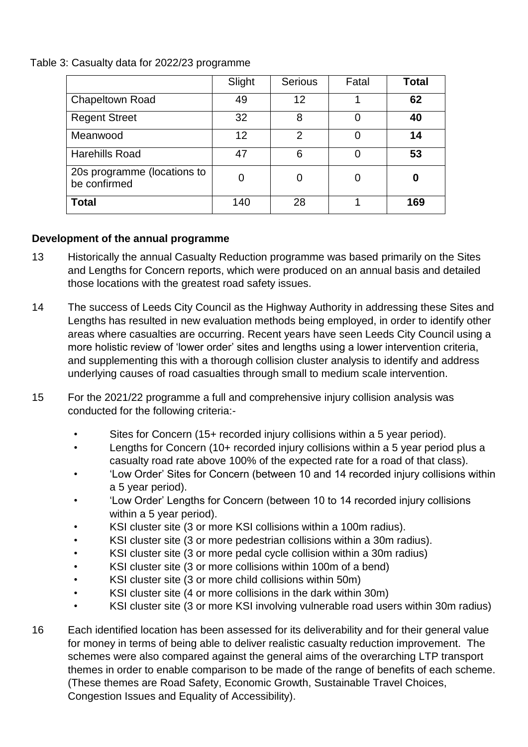Table 3: Casualty data for 2022/23 programme

| | Slight | Serious | Fatal | **Total** |
|---|---|---|---|---|
| Chapeltown Road | 49 | 12 | 1 | **62** |
| Regent Street | 32 | 8 | 0 | **40** |
| Meanwood | 12 | 2 | 0 | **14** |
| Harehills Road | 47 | 6 | 0 | **53** |
| 20s programme (locations to be confirmed | 0 | 0 | 0 | **0** |
| **Total** | 140 | 28 | 1 | **169** |

**Development of the annual programme**

13 Historically the annual Casualty Reduction programme was based primarily on the Sites and Lengths for Concern reports, which were produced on an annual basis and detailed those locations with the greatest road safety issues.

14 The success of Leeds City Council as the Highway Authority in addressing these Sites and Lengths has resulted in new evaluation methods being employed, in order to identify other areas where casualties are occurring. Recent years have seen Leeds City Council using a more holistic review of 'lower order' sites and lengths using a lower intervention criteria, and supplementing this with a thorough collision cluster analysis to identify and address underlying causes of road casualties through small to medium scale intervention.

15 For the 2021/22 programme a full and comprehensive injury collision analysis was conducted for the following criteria:-

- Sites for Concern (15+ recorded injury collisions within a 5 year period).
- Lengths for Concern (10+ recorded injury collisions within a 5 year period plus a casualty road rate above 100% of the expected rate for a road of that class).
- 'Low Order' Sites for Concern (between 10 and 14 recorded injury collisions within a 5 year period).
- 'Low Order' Lengths for Concern (between 10 to 14 recorded injury collisions within a 5 year period).
- KSI cluster site (3 or more KSI collisions within a 100m radius).
- KSI cluster site (3 or more pedestrian collisions within a 30m radius).
- KSI cluster site (3 or more pedal cycle collision within a 30m radius)
- KSI cluster site (3 or more collisions within 100m of a bend)
- KSI cluster site (3 or more child collisions within 50m)
- KSI cluster site (4 or more collisions in the dark within 30m)
- KSI cluster site (3 or more KSI involving vulnerable road users within 30m radius)

16 Each identified location has been assessed for its deliverability and for their general value for money in terms of being able to deliver realistic casualty reduction improvement. The schemes were also compared against the general aims of the overarching LTP transport themes in order to enable comparison to be made of the range of benefits of each scheme. (These themes are Road Safety, Economic Growth, Sustainable Travel Choices, Congestion Issues and Equality of Accessibility).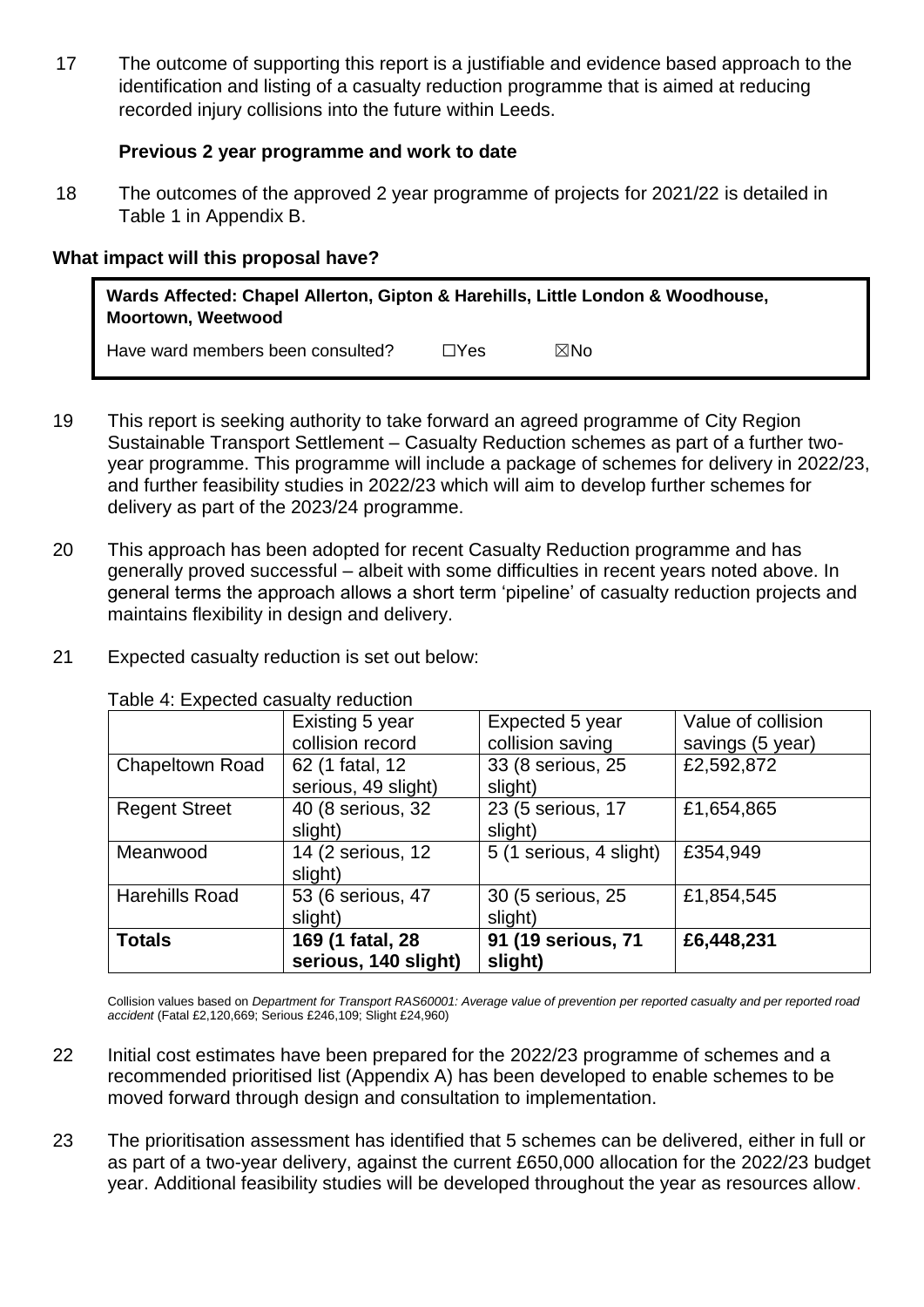17 The outcome of supporting this report is a justifiable and evidence based approach to the identification and listing of a casualty reduction programme that is aimed at reducing recorded injury collisions into the future within Leeds.

**Previous 2 year programme and work to date**

18 The outcomes of the approved 2 year programme of projects for 2021/22 is detailed in Table 1 in Appendix B.

### What impact will this proposal have?

**Wards Affected: Chapel Allerton, Gipton & Harehills, Little London & Woodhouse, Moortown, Weetwood**

Have ward members been consulted? ☐Yes ☒No

19 This report is seeking authority to take forward an agreed programme of City Region Sustainable Transport Settlement – Casualty Reduction schemes as part of a further two-year programme. This programme will include a package of schemes for delivery in 2022/23, and further feasibility studies in 2022/23 which will aim to develop further schemes for delivery as part of the 2023/24 programme.

20 This approach has been adopted for recent Casualty Reduction programme and has generally proved successful – albeit with some difficulties in recent years noted above. In general terms the approach allows a short term 'pipeline' of casualty reduction projects and maintains flexibility in design and delivery.

21 Expected casualty reduction is set out below:

Table 4: Expected casualty reduction

| | Existing 5 year collision record | Expected 5 year collision saving | Value of collision savings (5 year) |
|---|---|---|---|
| Chapeltown Road | 62 (1 fatal, 12 serious, 49 slight) | 33 (8 serious, 25 slight) | £2,592,872 |
| Regent Street | 40 (8 serious, 32 slight) | 23 (5 serious, 17 slight) | £1,654,865 |
| Meanwood | 14 (2 serious, 12 slight) | 5 (1 serious, 4 slight) | £354,949 |
| Harehills Road | 53 (6 serious, 47 slight) | 30 (5 serious, 25 slight) | £1,854,545 |
| **Totals** | **169 (1 fatal, 28 serious, 140 slight)** | **91 (19 serious, 71 slight)** | **£6,448,231** |

Collision values based on *Department for Transport RAS60001: Average value of prevention per reported casualty and per reported road accident* (Fatal £2,120,669; Serious £246,109; Slight £24,960)

22 Initial cost estimates have been prepared for the 2022/23 programme of schemes and a recommended prioritised list (Appendix A) has been developed to enable schemes to be moved forward through design and consultation to implementation.

23 The prioritisation assessment has identified that 5 schemes can be delivered, either in full or as part of a two-year delivery, against the current £650,000 allocation for the 2022/23 budget year. Additional feasibility studies will be developed throughout the year as resources allow.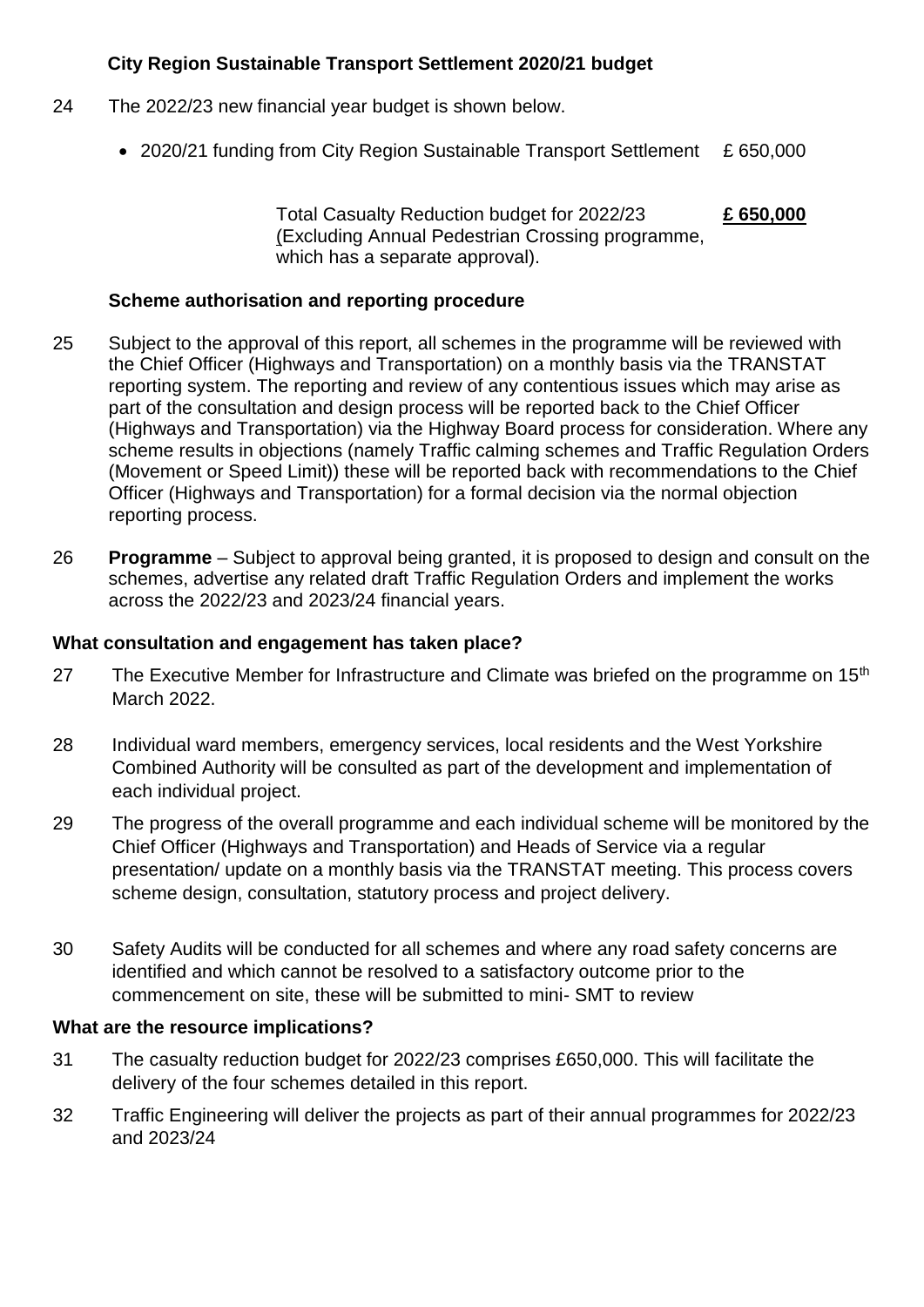**City Region Sustainable Transport Settlement 2020/21 budget**

24 The 2022/23 new financial year budget is shown below.

- 2020/21 funding from City Region Sustainable Transport Settlement £ 650,000

Total Casualty Reduction budget for 2022/23 (Excluding Annual Pedestrian Crossing programme, which has a separate approval). **£ 650,000**

**Scheme authorisation and reporting procedure**

25 Subject to the approval of this report, all schemes in the programme will be reviewed with the Chief Officer (Highways and Transportation) on a monthly basis via the TRANSTAT reporting system. The reporting and review of any contentious issues which may arise as part of the consultation and design process will be reported back to the Chief Officer (Highways and Transportation) via the Highway Board process for consideration. Where any scheme results in objections (namely Traffic calming schemes and Traffic Regulation Orders (Movement or Speed Limit)) these will be reported back with recommendations to the Chief Officer (Highways and Transportation) for a formal decision via the normal objection reporting process.

26 **Programme** – Subject to approval being granted, it is proposed to design and consult on the schemes, advertise any related draft Traffic Regulation Orders and implement the works across the 2022/23 and 2023/24 financial years.

### What consultation and engagement has taken place?

27 The Executive Member for Infrastructure and Climate was briefed on the programme on 15th March 2022.

28 Individual ward members, emergency services, local residents and the West Yorkshire Combined Authority will be consulted as part of the development and implementation of each individual project.

29 The progress of the overall programme and each individual scheme will be monitored by the Chief Officer (Highways and Transportation) and Heads of Service via a regular presentation/ update on a monthly basis via the TRANSTAT meeting. This process covers scheme design, consultation, statutory process and project delivery.

30 Safety Audits will be conducted for all schemes and where any road safety concerns are identified and which cannot be resolved to a satisfactory outcome prior to the commencement on site, these will be submitted to mini- SMT to review

### What are the resource implications?

31 The casualty reduction budget for 2022/23 comprises £650,000. This will facilitate the delivery of the four schemes detailed in this report.

32 Traffic Engineering will deliver the projects as part of their annual programmes for 2022/23 and 2023/24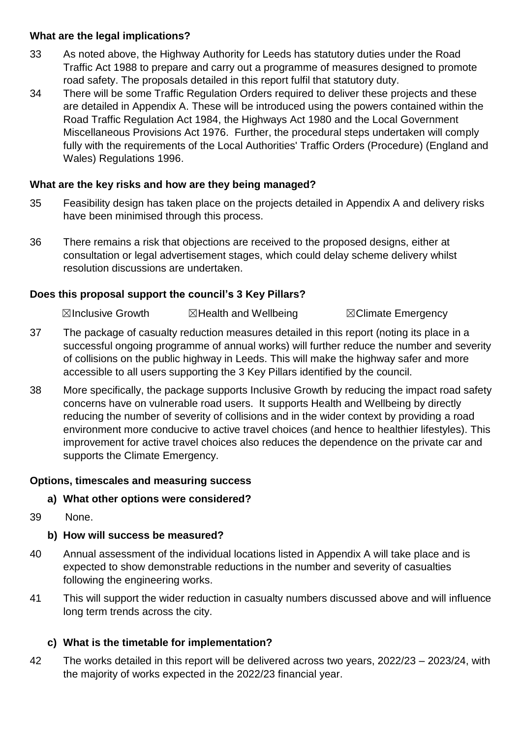**What are the legal implications?**

33 As noted above, the Highway Authority for Leeds has statutory duties under the Road Traffic Act 1988 to prepare and carry out a programme of measures designed to promote road safety. The proposals detailed in this report fulfil that statutory duty.

34 There will be some Traffic Regulation Orders required to deliver these projects and these are detailed in Appendix A. These will be introduced using the powers contained within the Road Traffic Regulation Act 1984, the Highways Act 1980 and the Local Government Miscellaneous Provisions Act 1976. Further, the procedural steps undertaken will comply fully with the requirements of the Local Authorities' Traffic Orders (Procedure) (England and Wales) Regulations 1996.

**What are the key risks and how are they being managed?**

35 Feasibility design has taken place on the projects detailed in Appendix A and delivery risks have been minimised through this process.

36 There remains a risk that objections are received to the proposed designs, either at consultation or legal advertisement stages, which could delay scheme delivery whilst resolution discussions are undertaken.

**Does this proposal support the council's 3 Key Pillars?**

☒Inclusive Growth ☒Health and Wellbeing ☒Climate Emergency

37 The package of casualty reduction measures detailed in this report (noting its place in a successful ongoing programme of annual works) will further reduce the number and severity of collisions on the public highway in Leeds. This will make the highway safer and more accessible to all users supporting the 3 Key Pillars identified by the council.

38 More specifically, the package supports Inclusive Growth by reducing the impact road safety concerns have on vulnerable road users. It supports Health and Wellbeing by directly reducing the number of severity of collisions and in the wider context by providing a road environment more conducive to active travel choices (and hence to healthier lifestyles). This improvement for active travel choices also reduces the dependence on the private car and supports the Climate Emergency.

**Options, timescales and measuring success**

**a) What other options were considered?**

39 None.

**b) How will success be measured?**

40 Annual assessment of the individual locations listed in Appendix A will take place and is expected to show demonstrable reductions in the number and severity of casualties following the engineering works.

41 This will support the wider reduction in casualty numbers discussed above and will influence long term trends across the city.

**c) What is the timetable for implementation?**

42 The works detailed in this report will be delivered across two years, 2022/23 – 2023/24, with the majority of works expected in the 2022/23 financial year.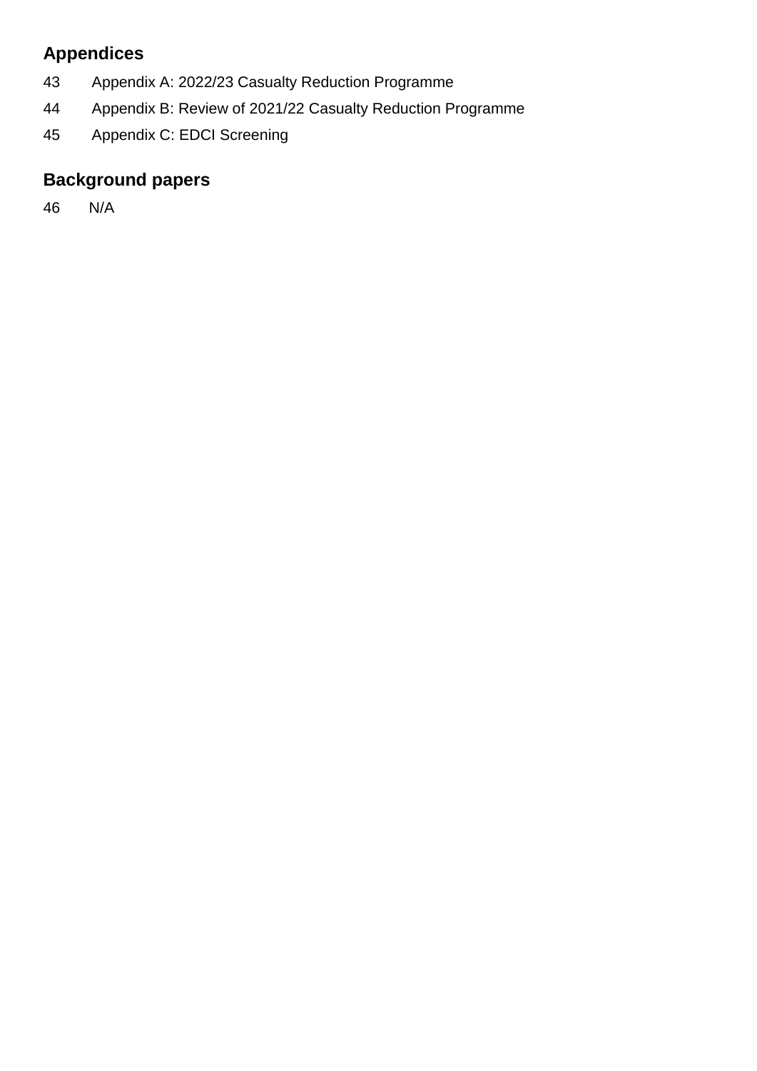## Appendices

43 Appendix A: 2022/23 Casualty Reduction Programme

44 Appendix B: Review of 2021/22 Casualty Reduction Programme

45 Appendix C: EDCI Screening

## Background papers

46 N/A